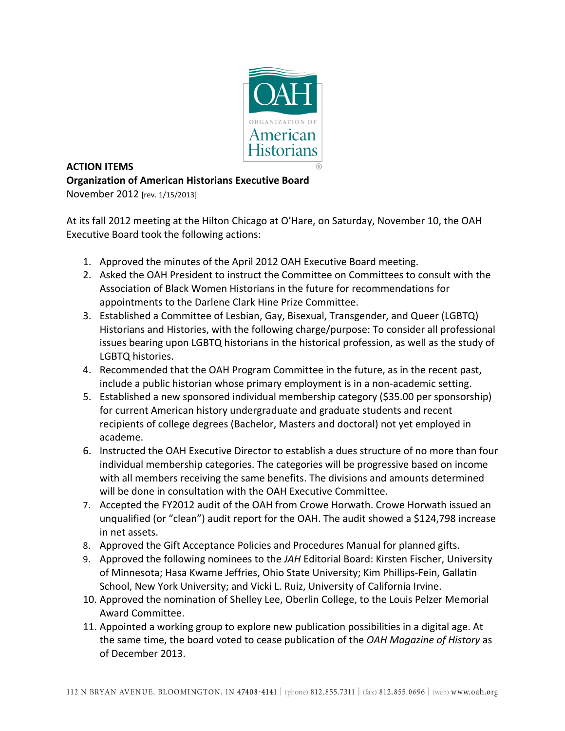**ACTION ITEMS**
**Organization of American Historians Executive Board**
November 2012 [rev. 1/15/2013]

At its fall 2012 meeting at the Hilton Chicago at O'Hare, on Saturday, November 10, the OAH Executive Board took the following actions:

1. Approved the minutes of the April 2012 OAH Executive Board meeting.
2. Asked the OAH President to instruct the Committee on Committees to consult with the Association of Black Women Historians in the future for recommendations for appointments to the Darlene Clark Hine Prize Committee.
3. Established a Committee of Lesbian, Gay, Bisexual, Transgender, and Queer (LGBTQ) Historians and Histories, with the following charge/purpose: To consider all professional issues bearing upon LGBTQ historians in the historical profession, as well as the study of LGBTQ histories.
4. Recommended that the OAH Program Committee in the future, as in the recent past, include a public historian whose primary employment is in a non-academic setting.
5. Established a new sponsored individual membership category ($35.00 per sponsorship) for current American history undergraduate and graduate students and recent recipients of college degrees (Bachelor, Masters and doctoral) not yet employed in academe.
6. Instructed the OAH Executive Director to establish a dues structure of no more than four individual membership categories. The categories will be progressive based on income with all members receiving the same benefits. The divisions and amounts determined will be done in consultation with the OAH Executive Committee.
7. Accepted the FY2012 audit of the OAH from Crowe Horwath. Crowe Horwath issued an unqualified (or "clean") audit report for the OAH. The audit showed a $124,798 increase in net assets.
8. Approved the Gift Acceptance Policies and Procedures Manual for planned gifts.
9. Approved the following nominees to the *JAH* Editorial Board: Kirsten Fischer, University of Minnesota; Hasa Kwame Jeffries, Ohio State University; Kim Phillips-Fein, Gallatin School, New York University; and Vicki L. Ruiz, University of California Irvine.
10. Approved the nomination of Shelley Lee, Oberlin College, to the Louis Pelzer Memorial Award Committee.
11. Appointed a working group to explore new publication possibilities in a digital age. At the same time, the board voted to cease publication of the *OAH Magazine of History* as of December 2013.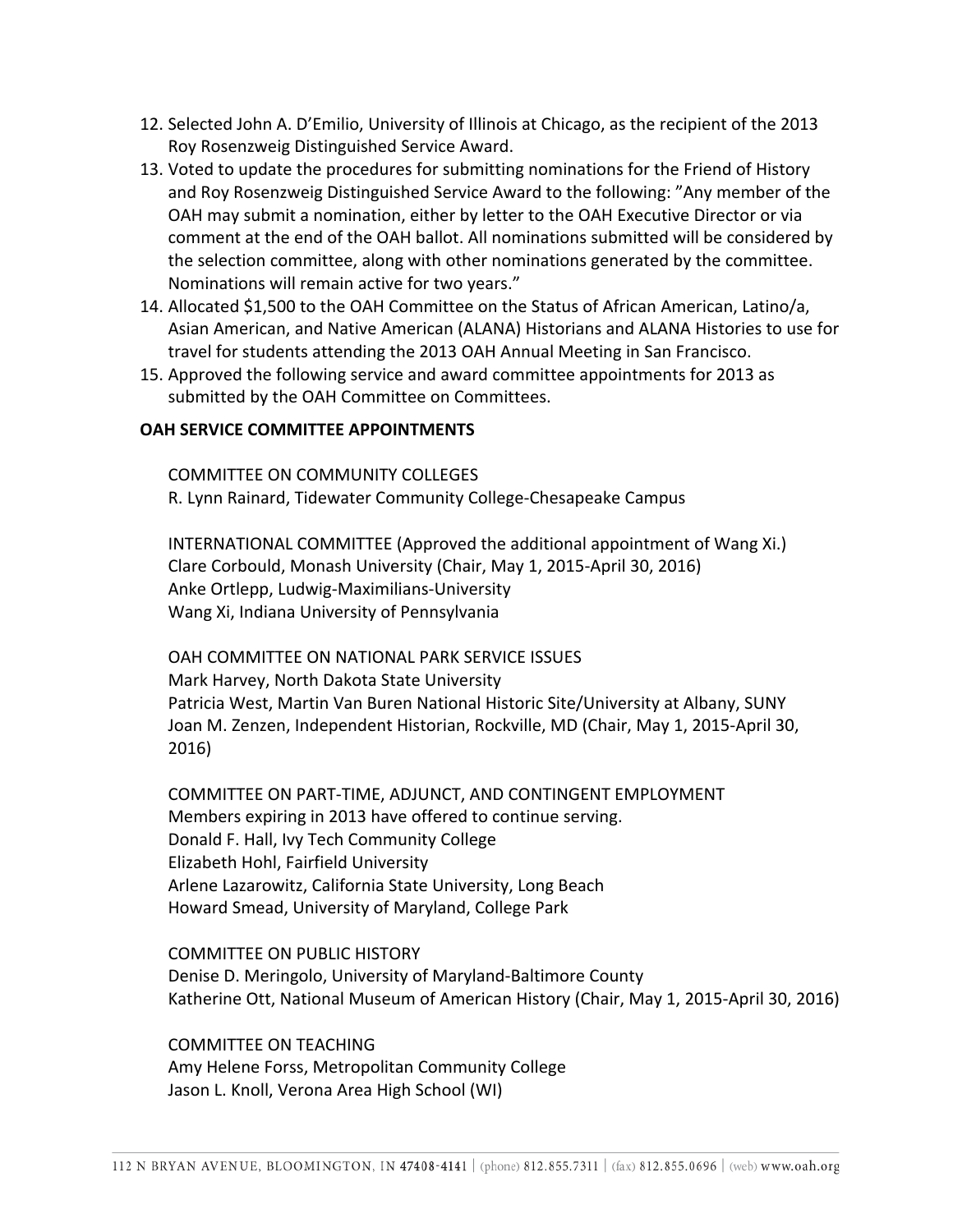12. Selected John A. D'Emilio, University of Illinois at Chicago, as the recipient of the 2013 Roy Rosenzweig Distinguished Service Award.
13. Voted to update the procedures for submitting nominations for the Friend of History and Roy Rosenzweig Distinguished Service Award to the following: "Any member of the OAH may submit a nomination, either by letter to the OAH Executive Director or via comment at the end of the OAH ballot. All nominations submitted will be considered by the selection committee, along with other nominations generated by the committee. Nominations will remain active for two years."
14. Allocated $1,500 to the OAH Committee on the Status of African American, Latino/a, Asian American, and Native American (ALANA) Historians and ALANA Histories to use for travel for students attending the 2013 OAH Annual Meeting in San Francisco.
15. Approved the following service and award committee appointments for 2013 as submitted by the OAH Committee on Committees.

**OAH SERVICE COMMITTEE APPOINTMENTS**

COMMITTEE ON COMMUNITY COLLEGES
R. Lynn Rainard, Tidewater Community College-Chesapeake Campus

INTERNATIONAL COMMITTEE (Approved the additional appointment of Wang Xi.)
Clare Corbould, Monash University (Chair, May 1, 2015-April 30, 2016)
Anke Ortlepp, Ludwig-Maximilians-University
Wang Xi, Indiana University of Pennsylvania

OAH COMMITTEE ON NATIONAL PARK SERVICE ISSUES
Mark Harvey, North Dakota State University
Patricia West, Martin Van Buren National Historic Site/University at Albany, SUNY
Joan M. Zenzen, Independent Historian, Rockville, MD (Chair, May 1, 2015-April 30, 2016)

COMMITTEE ON PART-TIME, ADJUNCT, AND CONTINGENT EMPLOYMENT
Members expiring in 2013 have offered to continue serving.
Donald F. Hall, Ivy Tech Community College
Elizabeth Hohl, Fairfield University
Arlene Lazarowitz, California State University, Long Beach
Howard Smead, University of Maryland, College Park

COMMITTEE ON PUBLIC HISTORY
Denise D. Meringolo, University of Maryland-Baltimore County
Katherine Ott, National Museum of American History (Chair, May 1, 2015-April 30, 2016)

COMMITTEE ON TEACHING
Amy Helene Forss, Metropolitan Community College
Jason L. Knoll, Verona Area High School (WI)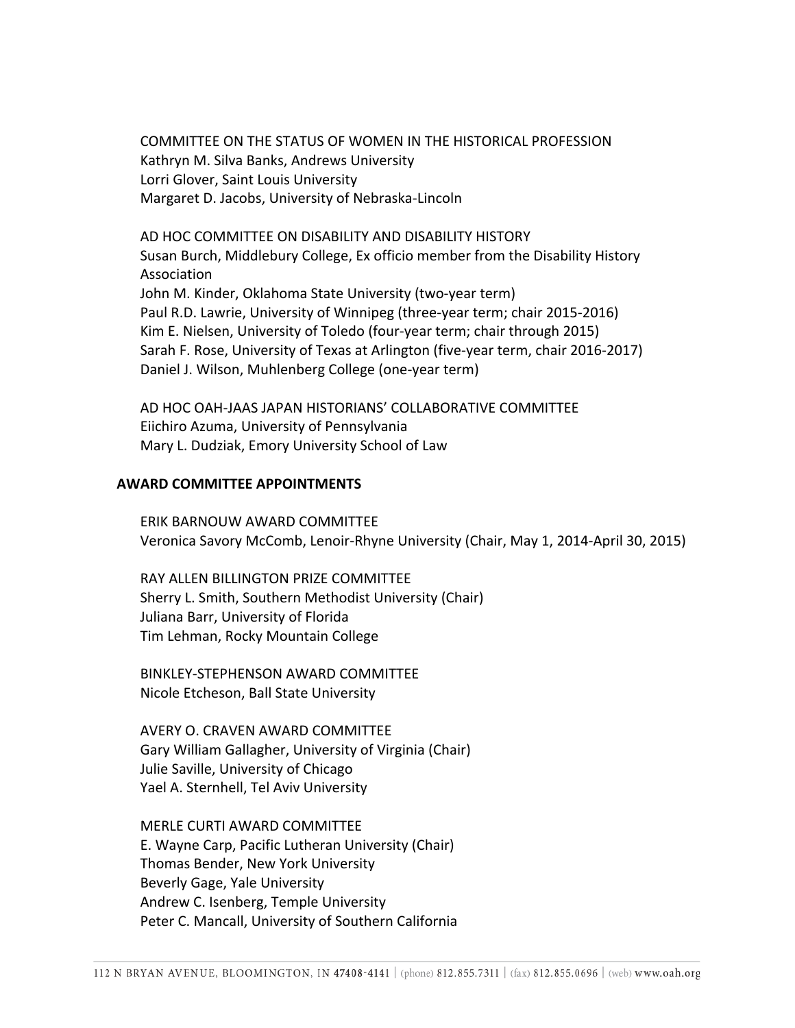COMMITTEE ON THE STATUS OF WOMEN IN THE HISTORICAL PROFESSION
Kathryn M. Silva Banks, Andrews University
Lorri Glover, Saint Louis University
Margaret D. Jacobs, University of Nebraska-Lincoln

AD HOC COMMITTEE ON DISABILITY AND DISABILITY HISTORY
Susan Burch, Middlebury College, Ex officio member from the Disability History Association
John M. Kinder, Oklahoma State University (two-year term)
Paul R.D. Lawrie, University of Winnipeg (three-year term; chair 2015-2016)
Kim E. Nielsen, University of Toledo (four-year term; chair through 2015)
Sarah F. Rose, University of Texas at Arlington (five-year term, chair 2016-2017)
Daniel J. Wilson, Muhlenberg College (one-year term)

AD HOC OAH-JAAS JAPAN HISTORIANS' COLLABORATIVE COMMITTEE
Eiichiro Azuma, University of Pennsylvania
Mary L. Dudziak, Emory University School of Law

## AWARD COMMITTEE APPOINTMENTS

ERIK BARNOUW AWARD COMMITTEE
Veronica Savory McComb, Lenoir-Rhyne University (Chair, May 1, 2014-April 30, 2015)

RAY ALLEN BILLINGTON PRIZE COMMITTEE
Sherry L. Smith, Southern Methodist University (Chair)
Juliana Barr, University of Florida
Tim Lehman, Rocky Mountain College

BINKLEY-STEPHENSON AWARD COMMITTEE
Nicole Etcheson, Ball State University

AVERY O. CRAVEN AWARD COMMITTEE
Gary William Gallagher, University of Virginia (Chair)
Julie Saville, University of Chicago
Yael A. Sternhell, Tel Aviv University

MERLE CURTI AWARD COMMITTEE
E. Wayne Carp, Pacific Lutheran University (Chair)
Thomas Bender, New York University
Beverly Gage, Yale University
Andrew C. Isenberg, Temple University
Peter C. Mancall, University of Southern California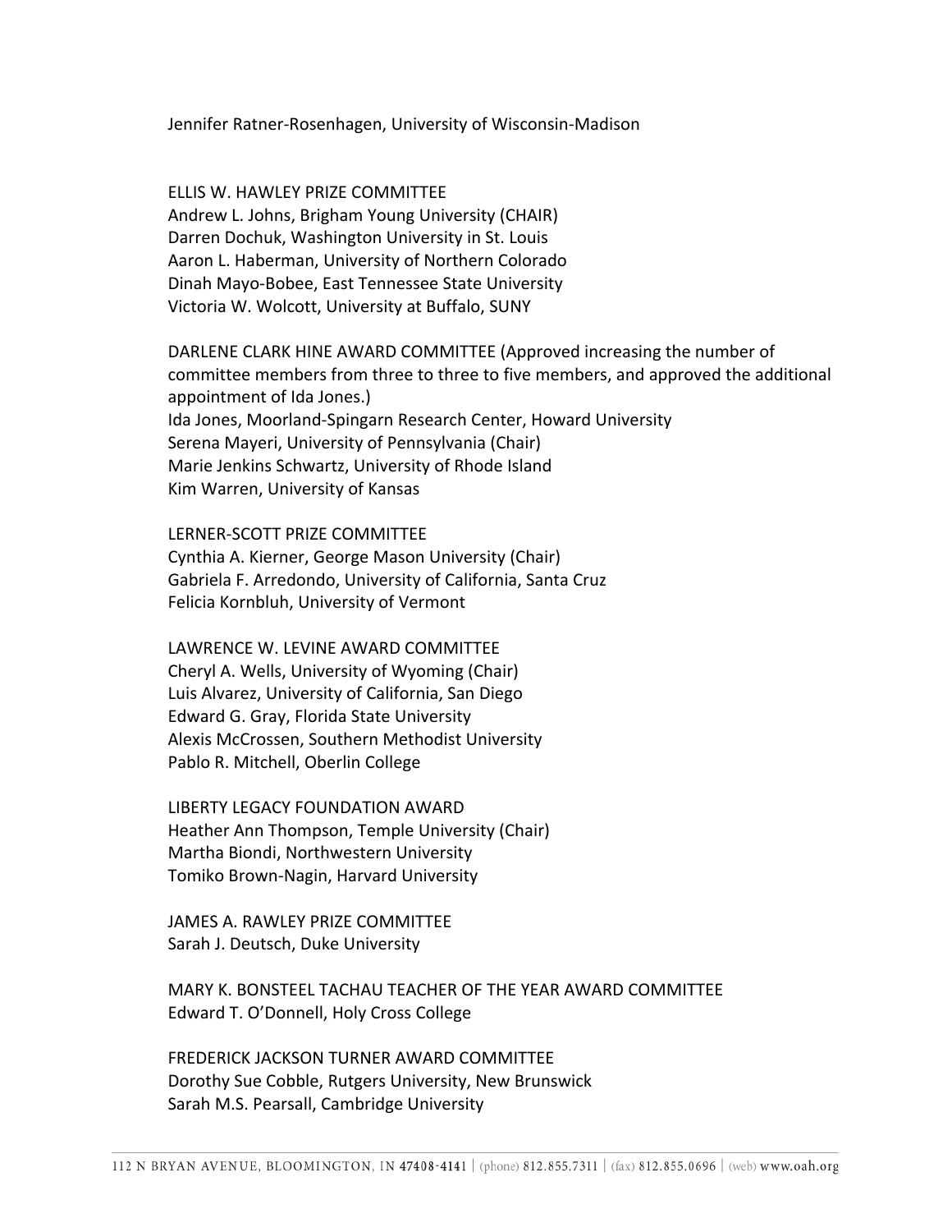Jennifer Ratner-Rosenhagen, University of Wisconsin-Madison

ELLIS W. HAWLEY PRIZE COMMITTEE
Andrew L. Johns, Brigham Young University (CHAIR)
Darren Dochuk, Washington University in St. Louis
Aaron L. Haberman, University of Northern Colorado
Dinah Mayo-Bobee, East Tennessee State University
Victoria W. Wolcott, University at Buffalo, SUNY

DARLENE CLARK HINE AWARD COMMITTEE (Approved increasing the number of committee members from three to three to five members, and approved the additional appointment of Ida Jones.)
Ida Jones, Moorland-Spingarn Research Center, Howard University
Serena Mayeri, University of Pennsylvania (Chair)
Marie Jenkins Schwartz, University of Rhode Island
Kim Warren, University of Kansas

LERNER-SCOTT PRIZE COMMITTEE
Cynthia A. Kierner, George Mason University (Chair)
Gabriela F. Arredondo, University of California, Santa Cruz
Felicia Kornbluh, University of Vermont

LAWRENCE W. LEVINE AWARD COMMITTEE
Cheryl A. Wells, University of Wyoming (Chair)
Luis Alvarez, University of California, San Diego
Edward G. Gray, Florida State University
Alexis McCrossen, Southern Methodist University
Pablo R. Mitchell, Oberlin College

LIBERTY LEGACY FOUNDATION AWARD
Heather Ann Thompson, Temple University (Chair)
Martha Biondi, Northwestern University
Tomiko Brown-Nagin, Harvard University

JAMES A. RAWLEY PRIZE COMMITTEE
Sarah J. Deutsch, Duke University

MARY K. BONSTEEL TACHAU TEACHER OF THE YEAR AWARD COMMITTEE
Edward T. O'Donnell, Holy Cross College

FREDERICK JACKSON TURNER AWARD COMMITTEE
Dorothy Sue Cobble, Rutgers University, New Brunswick
Sarah M.S. Pearsall, Cambridge University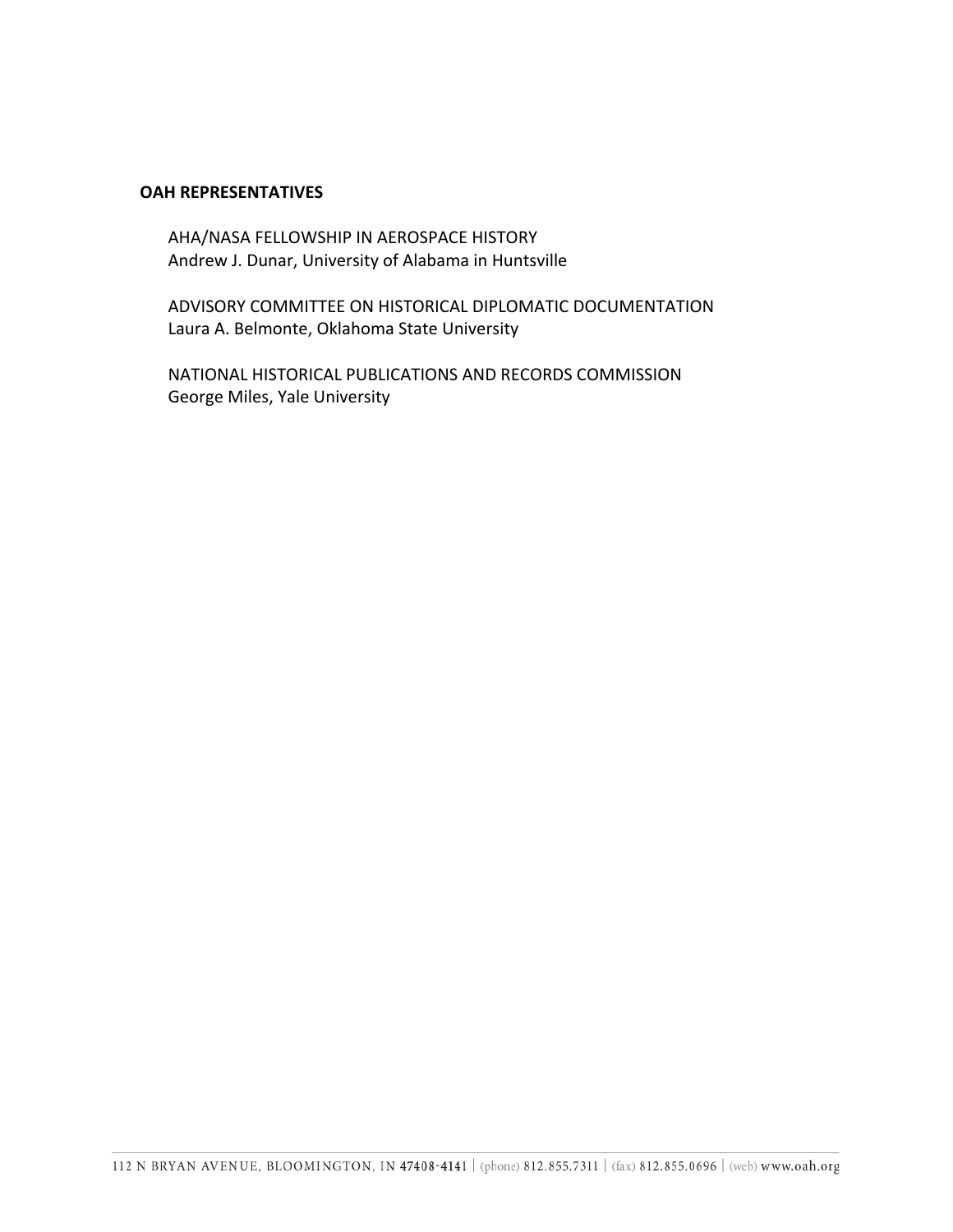**OAH REPRESENTATIVES**

AHA/NASA FELLOWSHIP IN AEROSPACE HISTORY
Andrew J. Dunar, University of Alabama in Huntsville

ADVISORY COMMITTEE ON HISTORICAL DIPLOMATIC DOCUMENTATION
Laura A. Belmonte, Oklahoma State University

NATIONAL HISTORICAL PUBLICATIONS AND RECORDS COMMISSION
George Miles, Yale University